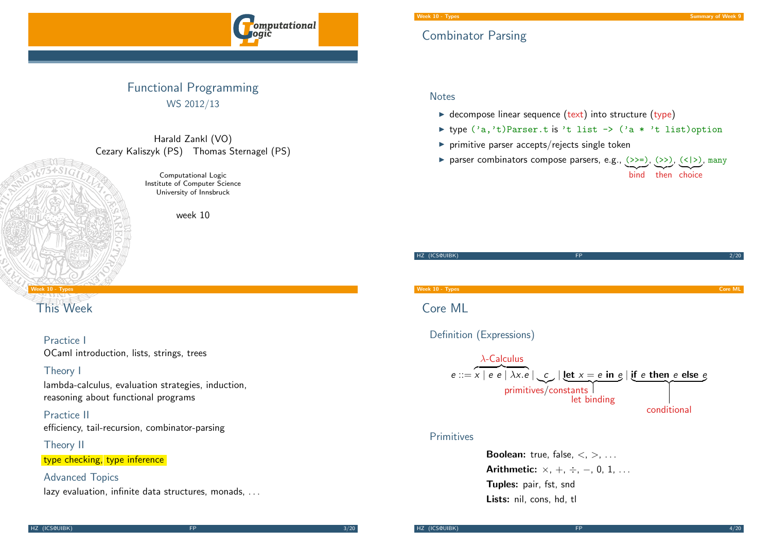# Functional Programming

WS 2012/13

Harald Zankl (VO)
Cezary Kaliszyk (PS) Thomas Sternagel (PS)

Computational Logic
Institute of Computer Science
University of Innsbruck

week 10

## Combinator Parsing

### Notes

- decompose linear sequence (text) into structure (type)
- type `('a,'t)Parser.t` is `'t list -> ('a * 't list)option`
- primitive parser accepts/rejects single token
- parser combinators compose parsers, e.g., `(>>=)` (bind), `(>>)` (then), `(<|>)` (choice), `many`

## This Week

### Practice I

OCaml introduction, lists, strings, trees

### Theory I

lambda-calculus, evaluation strategies, induction, reasoning about functional programs

### Practice II

efficiency, tail-recursion, combinator-parsing

### Theory II

type checking, type inference

### Advanced Topics

lazy evaluation, infinite data structures, monads, ...

## Core ML

### Definition (Expressions)

$$e ::= \overbrace{x \mid e\ e \mid \lambda x.e}^{\lambda\text{-Calculus}} \mid \underbrace{c}_{\text{primitives/constants}} \mid \underbrace{\textbf{let}\ x = e\ \textbf{in}\ e}_{\text{let binding}} \mid \underbrace{\textbf{if}\ e\ \textbf{then}\ e\ \textbf{else}\ e}_{\text{conditional}}$$

### Primitives

**Boolean:** true, false, $<$, $>$, ...
**Arithmetic:** $\times$, $+$, $\div$, $-$, 0, 1, ...
**Tuples:** pair, fst, snd
**Lists:** nil, cons, hd, tl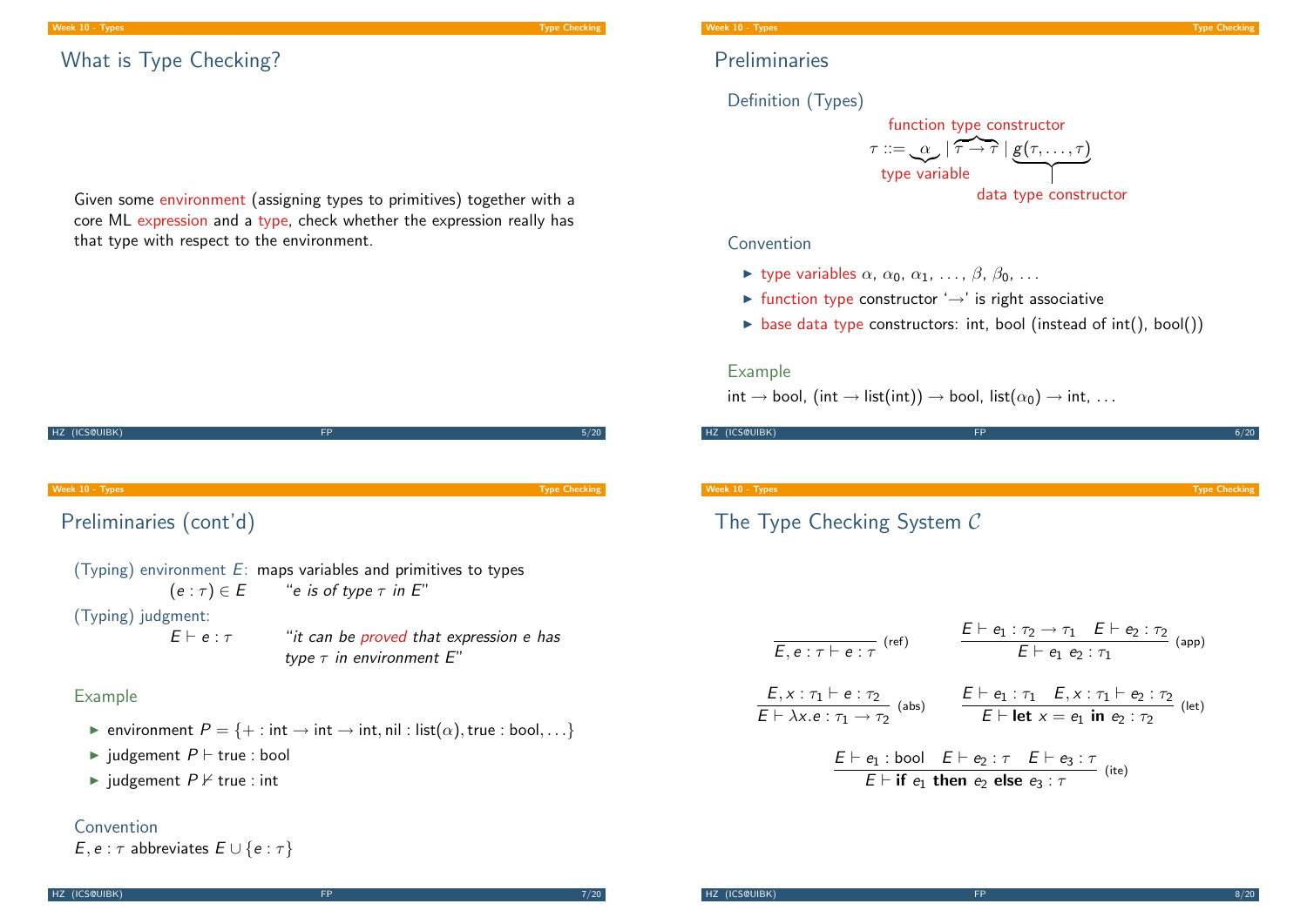## What is Type Checking?

Given some environment (assigning types to primitives) together with a core ML expression and a type, check whether the expression really has that type with respect to the environment.

## Preliminaries

Definition (Types)

$$\tau ::= \underbrace{\alpha}_{\text{type variable}} \mid \overbrace{\tau \to \tau}^{\text{function type constructor}} \mid \underbrace{g(\tau, \ldots, \tau)}_{\text{data type constructor}}$$

Convention

- type variables $\alpha$, $\alpha_0$, $\alpha_1$, $\ldots$, $\beta$, $\beta_0$, $\ldots$
- function type constructor '$\to$' is right associative
- base data type constructors: int, bool (instead of int(), bool())

Example

$\mathsf{int} \to \mathsf{bool}$, $(\mathsf{int} \to \mathsf{list}(\mathsf{int})) \to \mathsf{bool}$, $\mathsf{list}(\alpha_0) \to \mathsf{int}$, $\ldots$

## Preliminaries (cont'd)

(Typing) environment $E$: maps variables and primitives to types

$(e : \tau) \in E$ "*e is of type $\tau$ in E*"

(Typing) judgment:

$E \vdash e : \tau$ "*it can be proved that expression e has type $\tau$ in environment E*"

Example

- environment $P = \{+ : \mathsf{int} \to \mathsf{int} \to \mathsf{int}, \mathsf{nil} : \mathsf{list}(\alpha), \mathsf{true} : \mathsf{bool}, \ldots\}$
- judgement $P \vdash \mathsf{true} : \mathsf{bool}$
- judgement $P \nvdash \mathsf{true} : \mathsf{int}$

Convention

$E, e : \tau$ abbreviates $E \cup \{e : \tau\}$

## The Type Checking System $\mathcal{C}$

$$\frac{}{E, e : \tau \vdash e : \tau}\ (\mathsf{ref}) \qquad \frac{E \vdash e_1 : \tau_2 \to \tau_1 \quad E \vdash e_2 : \tau_2}{E \vdash e_1\ e_2 : \tau_1}\ (\mathsf{app})$$

$$\frac{E, x : \tau_1 \vdash e : \tau_2}{E \vdash \lambda x.e : \tau_1 \to \tau_2}\ (\mathsf{abs}) \qquad \frac{E \vdash e_1 : \tau_1 \quad E, x : \tau_1 \vdash e_2 : \tau_2}{E \vdash \textbf{let}\ x = e_1\ \textbf{in}\ e_2 : \tau_2}\ (\mathsf{let})$$

$$\frac{E \vdash e_1 : \mathsf{bool} \quad E \vdash e_2 : \tau \quad E \vdash e_3 : \tau}{E \vdash \textbf{if}\ e_1\ \textbf{then}\ e_2\ \textbf{else}\ e_3 : \tau}\ (\mathsf{ite})$$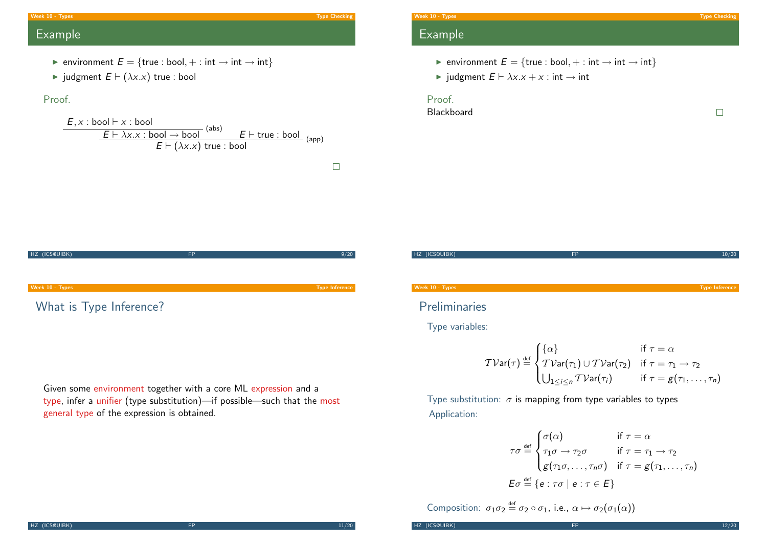## Example

- environment $E = \{\mathsf{true} : \mathsf{bool}, + : \mathsf{int} \to \mathsf{int} \to \mathsf{int}\}$
- judgment $E \vdash (\lambda x.x)\ \mathsf{true} : \mathsf{bool}$

Proof.

$$
\dfrac{\dfrac{E, x : \mathsf{bool} \vdash x : \mathsf{bool}}{E \vdash \lambda x.x : \mathsf{bool} \to \mathsf{bool}}\,(\mathsf{abs}) \qquad E \vdash \mathsf{true} : \mathsf{bool}}{E \vdash (\lambda x.x)\ \mathsf{true} : \mathsf{bool}}\,(\mathsf{app})
$$

□

## Example

- environment $E = \{\mathsf{true} : \mathsf{bool}, + : \mathsf{int} \to \mathsf{int} \to \mathsf{int}\}$
- judgment $E \vdash \lambda x.x + x : \mathsf{int} \to \mathsf{int}$

Proof.
Blackboard □

## What is Type Inference?

Given some environment together with a core ML expression and a type, infer a unifier (type substitution)—if possible—such that the most general type of the expression is obtained.

## Preliminaries

Type variables:

$$
\mathcal{TV}\mathsf{ar}(\tau) \stackrel{\mathsf{def}}{=} \begin{cases} \{\alpha\} & \text{if } \tau = \alpha \\ \mathcal{TV}\mathsf{ar}(\tau_1) \cup \mathcal{TV}\mathsf{ar}(\tau_2) & \text{if } \tau = \tau_1 \to \tau_2 \\ \bigcup_{1 \le i \le n} \mathcal{TV}\mathsf{ar}(\tau_i) & \text{if } \tau = g(\tau_1, \ldots, \tau_n) \end{cases}
$$

Type substitution: $\sigma$ is mapping from type variables to types

Application:

$$
\tau\sigma \stackrel{\mathsf{def}}{=} \begin{cases} \sigma(\alpha) & \text{if } \tau = \alpha \\ \tau_1\sigma \to \tau_2\sigma & \text{if } \tau = \tau_1 \to \tau_2 \\ g(\tau_1\sigma, \ldots, \tau_n\sigma) & \text{if } \tau = g(\tau_1, \ldots, \tau_n) \end{cases}
$$

$$
E\sigma \stackrel{\mathsf{def}}{=} \{e : \tau\sigma \mid e : \tau \in E\}
$$

Composition: $\sigma_1\sigma_2 \stackrel{\mathsf{def}}{=} \sigma_2 \circ \sigma_1$, i.e., $\alpha \mapsto \sigma_2(\sigma_1(\alpha))$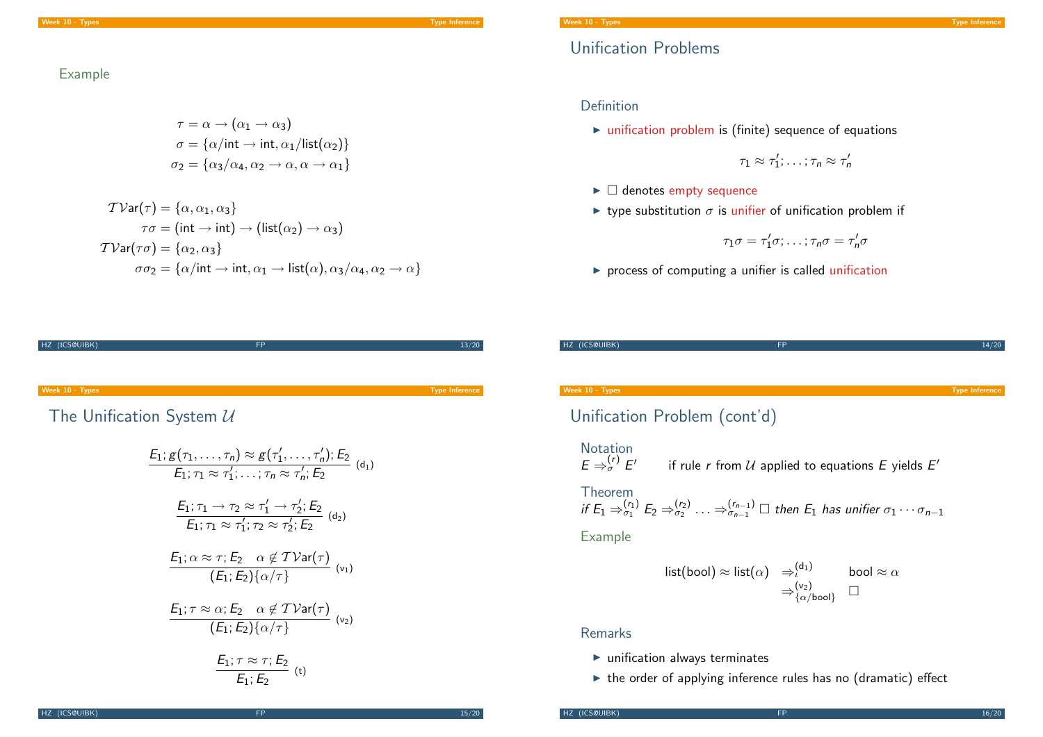## Example

$$\tau = \alpha \to (\alpha_1 \to \alpha_3)$$
$$\sigma = \{\alpha/\mathsf{int} \to \mathsf{int}, \alpha_1/\mathsf{list}(\alpha_2)\}$$
$$\sigma_2 = \{\alpha_3/\alpha_4, \alpha_2 \to \alpha, \alpha \to \alpha_1\}$$

$$\mathcal{TV}\mathsf{ar}(\tau) = \{\alpha, \alpha_1, \alpha_3\}$$
$$\tau\sigma = (\mathsf{int} \to \mathsf{int}) \to (\mathsf{list}(\alpha_2) \to \alpha_3)$$
$$\mathcal{TV}\mathsf{ar}(\tau\sigma) = \{\alpha_2, \alpha_3\}$$
$$\sigma\sigma_2 = \{\alpha/\mathsf{int} \to \mathsf{int}, \alpha_1 \to \mathsf{list}(\alpha), \alpha_3/\alpha_4, \alpha_2 \to \alpha\}$$

## Unification Problems

### Definition

- unification problem is (finite) sequence of equations

$$\tau_1 \approx \tau_1'; \ldots; \tau_n \approx \tau_n'$$

- $\square$ denotes empty sequence
- type substitution $\sigma$ is unifier of unification problem if

$$\tau_1\sigma = \tau_1'\sigma; \ldots; \tau_n\sigma = \tau_n'\sigma$$

- process of computing a unifier is called unification

## The Unification System $\mathcal{U}$

$$\frac{E_1; g(\tau_1, \ldots, \tau_n) \approx g(\tau_1', \ldots, \tau_n'); E_2}{E_1; \tau_1 \approx \tau_1'; \ldots; \tau_n \approx \tau_n'; E_2}\ (\mathsf{d}_1)$$

$$\frac{E_1; \tau_1 \to \tau_2 \approx \tau_1' \to \tau_2'; E_2}{E_1; \tau_1 \approx \tau_1'; \tau_2 \approx \tau_2'; E_2}\ (\mathsf{d}_2)$$

$$\frac{E_1; \alpha \approx \tau; E_2 \quad \alpha \notin \mathcal{TV}\mathsf{ar}(\tau)}{(E_1; E_2)\{\alpha/\tau\}}\ (\mathsf{v}_1)$$

$$\frac{E_1; \tau \approx \alpha; E_2 \quad \alpha \notin \mathcal{TV}\mathsf{ar}(\tau)}{(E_1; E_2)\{\alpha/\tau\}}\ (\mathsf{v}_2)$$

$$\frac{E_1; \tau \approx \tau; E_2}{E_1; E_2}\ (\mathsf{t})$$

## Unification Problem (cont'd)

### Notation

$E \Rightarrow_\sigma^{(r)} E'$ if rule $r$ from $\mathcal{U}$ applied to equations $E$ yields $E'$

### Theorem

*if* $E_1 \Rightarrow_{\sigma_1}^{(r_1)} E_2 \Rightarrow_{\sigma_2}^{(r_2)} \ldots \Rightarrow_{\sigma_{n-1}}^{(r_{n-1})} \square$ *then* $E_1$ *has unifier* $\sigma_1 \cdots \sigma_{n-1}$

### Example

$$\mathsf{list}(\mathsf{bool}) \approx \mathsf{list}(\alpha) \quad \Rightarrow_\iota^{(\mathsf{d}_1)} \quad \mathsf{bool} \approx \alpha \quad \Rightarrow_{\{\alpha/\mathsf{bool}\}}^{(\mathsf{v}_2)} \quad \square$$

### Remarks

- unification always terminates
- the order of applying inference rules has no (dramatic) effect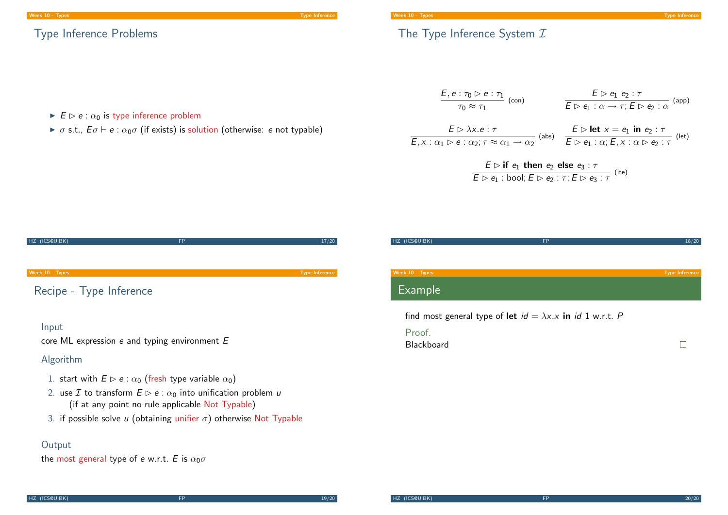## Type Inference Problems

- $E \rhd e : \alpha_0$ is type inference problem
- $\sigma$ s.t., $E\sigma \vdash e : \alpha_0\sigma$ (if exists) is solution (otherwise: $e$ not typable)

## The Type Inference System $\mathcal{I}$

$$\frac{E, e : \tau_0 \rhd e : \tau_1}{\tau_0 \approx \tau_1} \text{ (con)} \qquad \frac{E \rhd e_1 \; e_2 : \tau}{E \rhd e_1 : \alpha \to \tau; E \rhd e_2 : \alpha} \text{ (app)}$$

$$\frac{E \rhd \lambda x.e : \tau}{E, x : \alpha_1 \rhd e : \alpha_2; \tau \approx \alpha_1 \to \alpha_2} \text{ (abs)} \qquad \frac{E \rhd \textbf{let } x = e_1 \textbf{ in } e_2 : \tau}{E \rhd e_1 : \alpha; E, x : \alpha \rhd e_2 : \tau} \text{ (let)}$$

$$\frac{E \rhd \textbf{if } e_1 \textbf{ then } e_2 \textbf{ else } e_3 : \tau}{E \rhd e_1 : \text{bool}; E \rhd e_2 : \tau; E \rhd e_3 : \tau} \text{ (ite)}$$

## Recipe - Type Inference

### Input

core ML expression $e$ and typing environment $E$

### Algorithm

1. start with $E \rhd e : \alpha_0$ (fresh type variable $\alpha_0$)
2. use $\mathcal{I}$ to transform $E \rhd e : \alpha_0$ into unification problem $u$
   (if at any point no rule applicable Not Typable)
3. if possible solve $u$ (obtaining unifier $\sigma$) otherwise Not Typable

### Output

the most general type of $e$ w.r.t. $E$ is $\alpha_0\sigma$

## Example

find most general type of **let** $id = \lambda x.x$ **in** $id$ 1 w.r.t. $P$

*Proof.*
Blackboard □